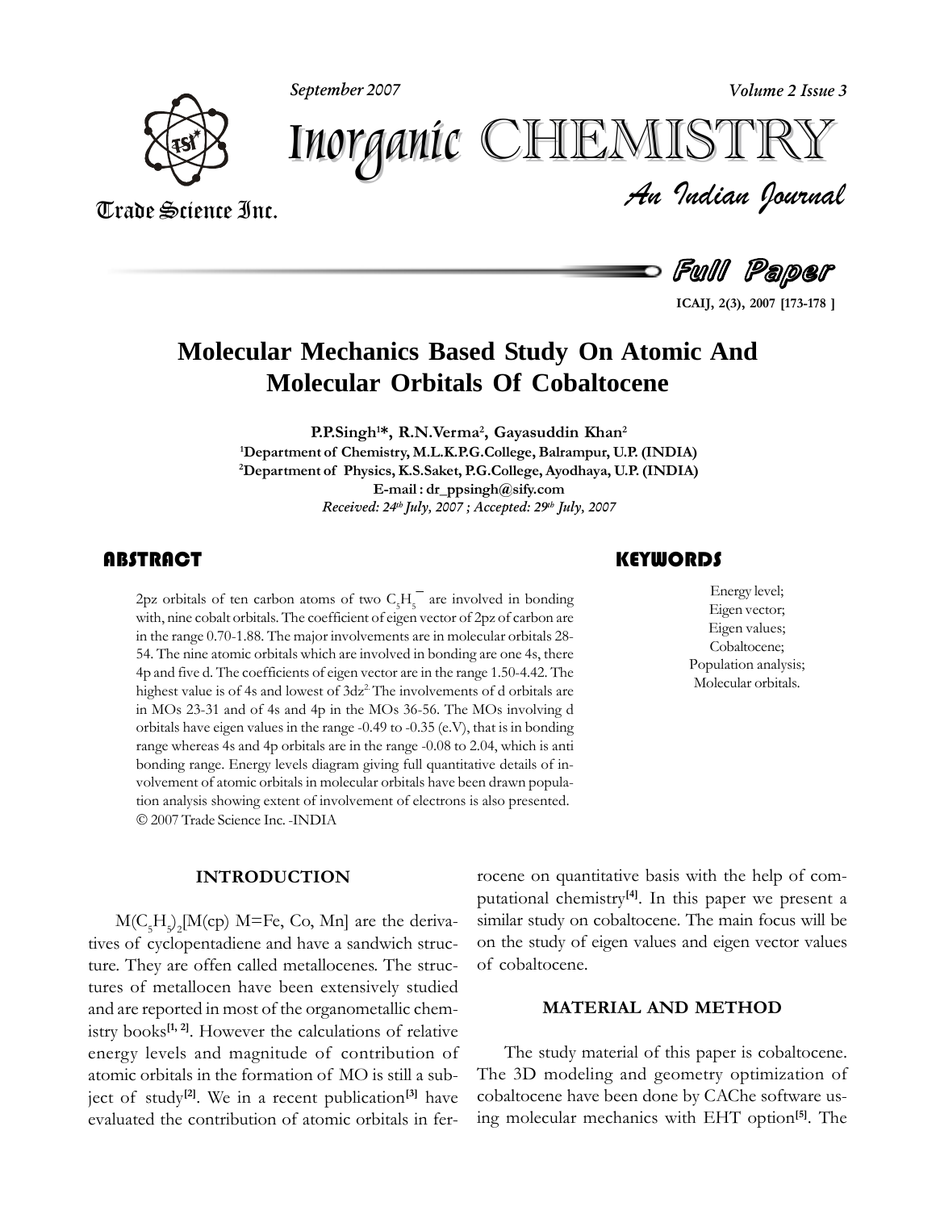# Molecular Mechanics Based Study On Atomic And Molecular Orbitals Of Cobaltocene

**P.P.Singh[1]*, R.N.Verma[2], Gayasuddin Khan[2]**

[1]Department of Chemistry, M.L.K.P.G.College, Balrampur, U.P. (INDIA)

[2]Department of Physics, K.S.Saket, P.G.College, Ayodhaya, U.P. (INDIA)

E-mail : dr_ppsingh@sify.com

*Received: 24th July, 2007 ; Accepted: 29th July, 2007*

## ABSTRACT

2pz orbitals of ten carbon atoms of two $C_5H_5^-$ are involved in bonding with, nine cobalt orbitals. The coefficient of eigen vector of 2pz of carbon are in the range 0.70-1.88. The major involvements are in molecular orbitals 28-54. The nine atomic orbitals which are involved in bonding are one 4s, there 4p and five d. The coefficients of eigen vector are in the range 1.50-4.42. The highest value is of 4s and lowest of $3dz^2$. The involvements of d orbitals are in MOs 23-31 and of 4s and 4p in the MOs 36-56. The MOs involving d orbitals have eigen values in the range -0.49 to -0.35 (e.V), that is in bonding range whereas 4s and 4p orbitals are in the range -0.08 to 2.04, which is anti bonding range. Energy levels diagram giving full quantitative details of involvement of atomic orbitals in molecular orbitals have been drawn population analysis showing extent of involvement of electrons is also presented.

© 2007 Trade Science Inc. -INDIA

## KEYWORDS

Energy level;
Eigen vector;
Eigen values;
Cobaltocene;
Population analysis;
Molecular orbitals.

## INTRODUCTION

$M(C_5H_5)_2$[M(cp) M=Fe, Co, Mn] are the derivatives of cyclopentadiene and have a sandwich structure. They are offen called metallocenes. The structures of metallocen have been extensively studied and are reported in most of the organometallic chemistry books[1, 2]. However the calculations of relative energy levels and magnitude of contribution of atomic orbitals in the formation of MO is still a subject of study[2]. We in a recent publication[3] have evaluated the contribution of atomic orbitals in ferrocene on quantitative basis with the help of computational chemistry[4]. In this paper we present a similar study on cobaltocene. The main focus will be on the study of eigen values and eigen vector values of cobaltocene.

## MATERIAL AND METHOD

The study material of this paper is cobaltocene. The 3D modeling and geometry optimization of cobaltocene have been done by CAChe software using molecular mechanics with EHT option[5]. The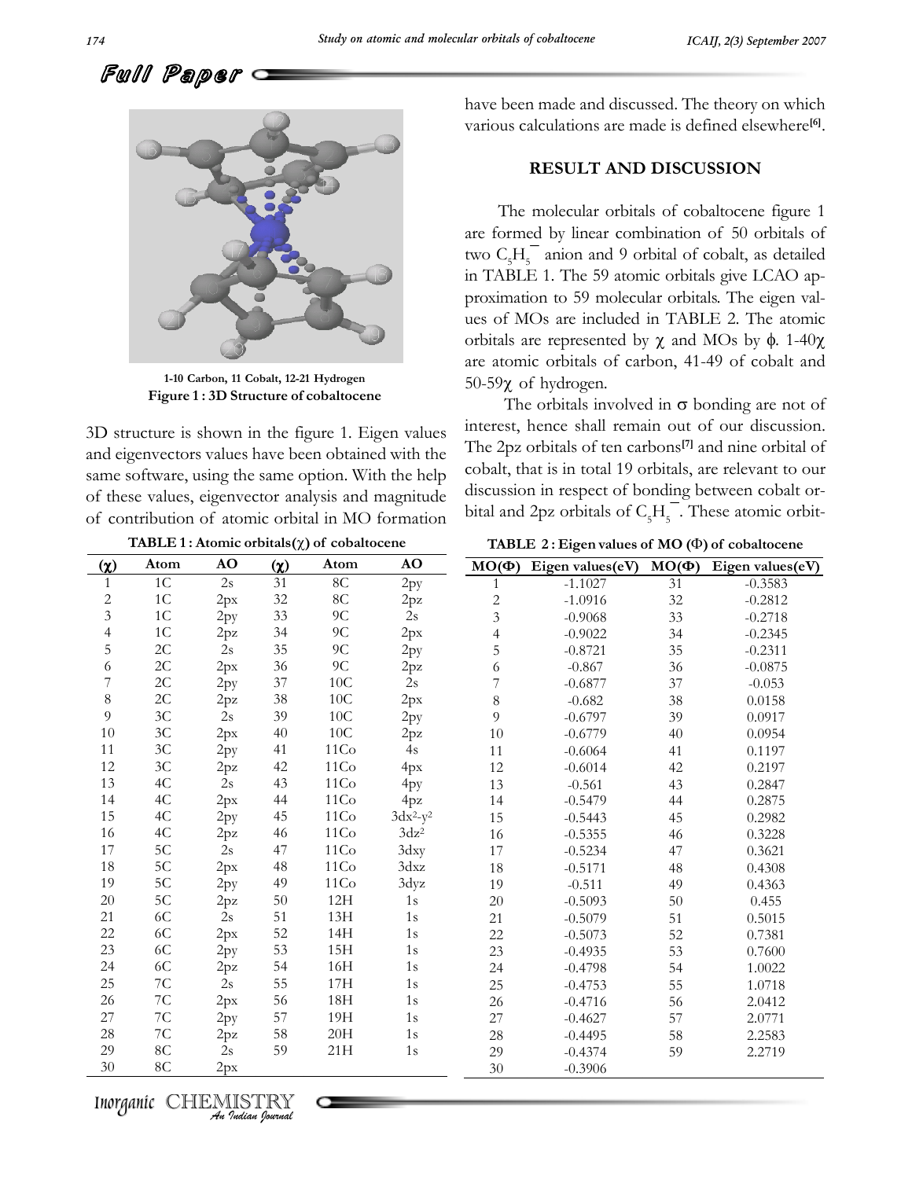1-10 Carbon, 11 Cobalt, 12-21 Hydrogen

**Figure 1 : 3D Structure of cobaltocene**

3D structure is shown in the figure 1. Eigen values and eigenvectors values have been obtained with the same software, using the same option. With the help of these values, eigenvector analysis and magnitude of contribution of atomic orbital in MO formation have been made and discussed. The theory on which various calculations are made is defined elsewhere[6].

## RESULT AND DISCUSSION

The molecular orbitals of cobaltocene figure 1 are formed by linear combination of 50 orbitals of two $C_5H_5^-$ anion and 9 orbital of cobalt, as detailed in TABLE 1. The 59 atomic orbitals give LCAO approximation to 59 molecular orbitals. The eigen values of MOs are included in TABLE 2. The atomic orbitals are represented by $\chi$ and MOs by $\phi$. 1-40$\chi$ are atomic orbitals of carbon, 41-49 of cobalt and 50-59$\chi$ of hydrogen.

The orbitals involved in $\sigma$ bonding are not of interest, hence shall remain out of our discussion. The 2pz orbitals of ten carbons[7] and nine orbital of cobalt, that is in total 19 orbitals, are relevant to our discussion in respect of bonding between cobalt orbital and 2pz orbitals of $C_5H_5^-$. These atomic orbit-

**TABLE 1 : Atomic orbitals($\chi$) of cobaltocene**

| ($\chi$) | Atom | AO | ($\chi$) | Atom | AO |
|---|---|---|---|---|---|
| 1 | 1C | 2s | 31 | 8C | 2py |
| 2 | 1C | 2px | 32 | 8C | 2pz |
| 3 | 1C | 2py | 33 | 9C | 2s |
| 4 | 1C | 2pz | 34 | 9C | 2px |
| 5 | 2C | 2s | 35 | 9C | 2py |
| 6 | 2C | 2px | 36 | 9C | 2pz |
| 7 | 2C | 2py | 37 | 10C | 2s |
| 8 | 2C | 2pz | 38 | 10C | 2px |
| 9 | 3C | 2s | 39 | 10C | 2py |
| 10 | 3C | 2px | 40 | 10C | 2pz |
| 11 | 3C | 2py | 41 | 11Co | 4s |
| 12 | 3C | 2pz | 42 | 11Co | 4px |
| 13 | 4C | 2s | 43 | 11Co | 4py |
| 14 | 4C | 2px | 44 | 11Co | 4pz |
| 15 | 4C | 2py | 45 | 11Co | $3dx^2$-$y^2$ |
| 16 | 4C | 2pz | 46 | 11Co | $3dz^2$ |
| 17 | 5C | 2s | 47 | 11Co | 3dxy |
| 18 | 5C | 2px | 48 | 11Co | 3dxz |
| 19 | 5C | 2py | 49 | 11Co | 3dyz |
| 20 | 5C | 2pz | 50 | 12H | 1s |
| 21 | 6C | 2s | 51 | 13H | 1s |
| 22 | 6C | 2px | 52 | 14H | 1s |
| 23 | 6C | 2py | 53 | 15H | 1s |
| 24 | 6C | 2pz | 54 | 16H | 1s |
| 25 | 7C | 2s | 55 | 17H | 1s |
| 26 | 7C | 2px | 56 | 18H | 1s |
| 27 | 7C | 2py | 57 | 19H | 1s |
| 28 | 7C | 2pz | 58 | 20H | 1s |
| 29 | 8C | 2s | 59 | 21H | 1s |
| 30 | 8C | 2px | | | |

**TABLE 2 : Eigen values of MO ($\Phi$) of cobaltocene**

| MO($\Phi$) | Eigen values(eV) | MO($\Phi$) | Eigen values(eV) |
|---|---|---|---|
| 1 | -1.1027 | 31 | -0.3583 |
| 2 | -1.0916 | 32 | -0.2812 |
| 3 | -0.9068 | 33 | -0.2718 |
| 4 | -0.9022 | 34 | -0.2345 |
| 5 | -0.8721 | 35 | -0.2311 |
| 6 | -0.867 | 36 | -0.0875 |
| 7 | -0.6877 | 37 | -0.053 |
| 8 | -0.682 | 38 | 0.0158 |
| 9 | -0.6797 | 39 | 0.0917 |
| 10 | -0.6779 | 40 | 0.0954 |
| 11 | -0.6064 | 41 | 0.1197 |
| 12 | -0.6014 | 42 | 0.2197 |
| 13 | -0.561 | 43 | 0.2847 |
| 14 | -0.5479 | 44 | 0.2875 |
| 15 | -0.5443 | 45 | 0.2982 |
| 16 | -0.5355 | 46 | 0.3228 |
| 17 | -0.5234 | 47 | 0.3621 |
| 18 | -0.5171 | 48 | 0.4308 |
| 19 | -0.511 | 49 | 0.4363 |
| 20 | -0.5093 | 50 | 0.455 |
| 21 | -0.5079 | 51 | 0.5015 |
| 22 | -0.5073 | 52 | 0.7381 |
| 23 | -0.4935 | 53 | 0.7600 |
| 24 | -0.4798 | 54 | 1.0022 |
| 25 | -0.4753 | 55 | 1.0718 |
| 26 | -0.4716 | 56 | 2.0412 |
| 27 | -0.4627 | 57 | 2.0771 |
| 28 | -0.4495 | 58 | 2.2583 |
| 29 | -0.4374 | 59 | 2.2719 |
| 30 | -0.3906 | | |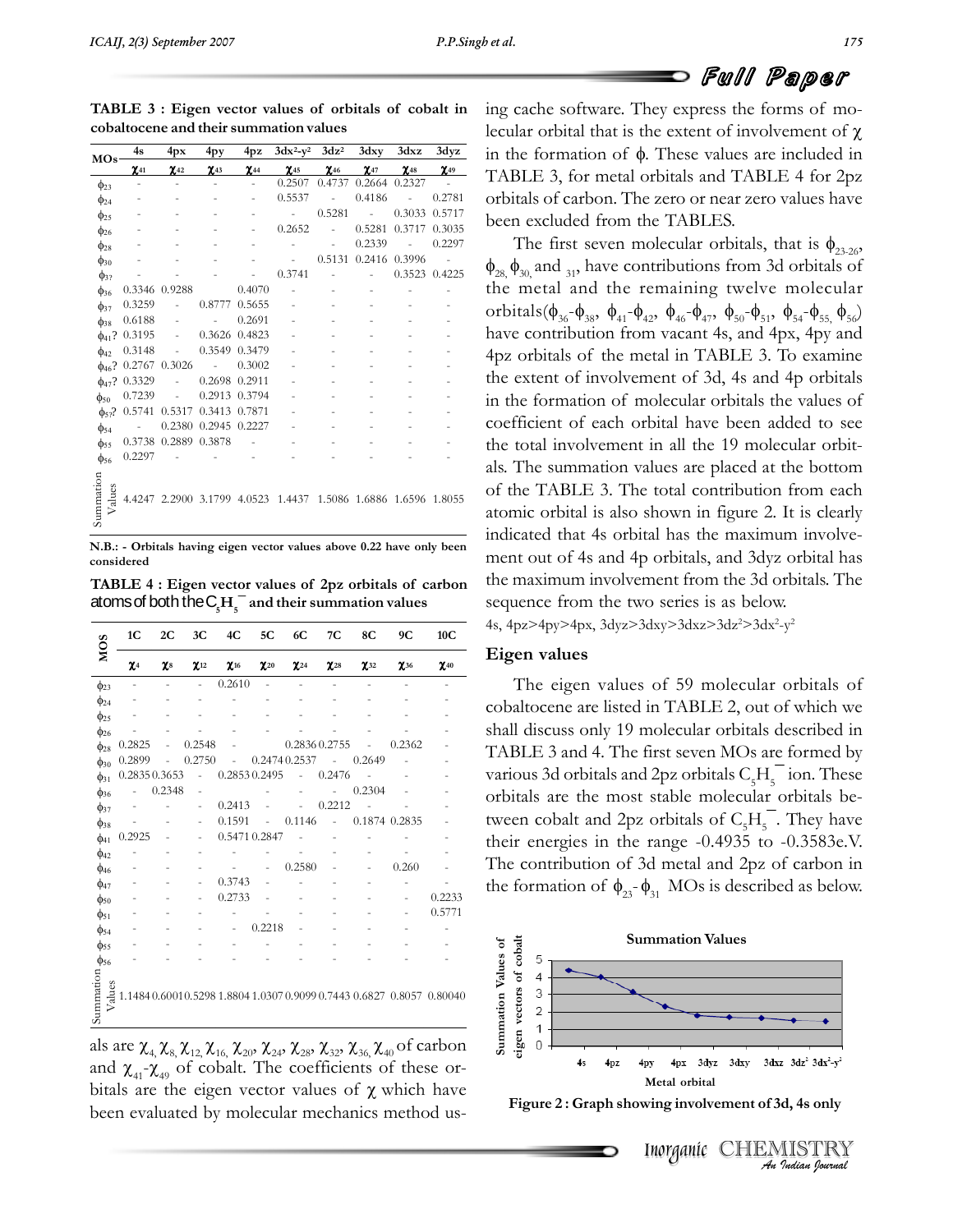**TABLE 3 : Eigen vector values of orbitals of cobalt in cobaltocene and their summation values**

| MOs | 4s | 4px | 4py | 4pz | $3dx^2$-$y^2$ | $3dz^2$ | 3dxy | 3dxz | 3dyz |
|---|---|---|---|---|---|---|---|---|---|
| | $\chi_{41}$ | $\chi_{42}$ | $\chi_{43}$ | $\chi_{44}$ | $\chi_{45}$ | $\chi_{46}$ | $\chi_{47}$ | $\chi_{48}$ | $\chi_{49}$ |
| $\phi_{23}$ | - | - | - | - | 0.2507 | 0.4737 | 0.2664 | 0.2327 | - |
| $\phi_{24}$ | - | - | - | - | 0.5537 | - | 0.4186 | - | 0.2781 |
| $\phi_{25}$ | - | - | - | - | - | 0.5281 | - | 0.3033 | 0.5717 |
| $\phi_{26}$ | - | - | - | - | 0.2652 | - | 0.5281 | 0.3717 | 0.3035 |
| $\phi_{28}$ | - | - | - | - | - | - | 0.2339 | - | 0.2297 |
| $\phi_{30}$ | - | - | - | - | - | 0.5131 | 0.2416 | 0.3996 | - |
| $\phi_{3?}$ | - | - | - | - | 0.3741 | - | - | 0.3523 | 0.4225 |
| $\phi_{36}$ | 0.3346 | 0.9288 | | 0.4070 | - | - | - | - | - |
| $\phi_{37}$ | 0.3259 | - | 0.8777 | 0.5655 | - | - | - | - | - |
| $\phi_{38}$ | 0.6188 | - | - | 0.2691 | - | - | - | - | - |
| $\phi_{41}$? | 0.3195 | - | 0.3626 | 0.4823 | - | - | - | - | - |
| $\phi_{42}$ | 0.3148 | - | 0.3549 | 0.3479 | - | - | - | - | - |
| $\phi_{46}$? | 0.2767 | 0.3026 | - | 0.3002 | - | - | - | - | - |
| $\phi_{47}$? | 0.3329 | - | 0.2698 | 0.2911 | - | - | - | - | - |
| $\phi_{50}$ | 0.7239 | - | 0.2913 | 0.3794 | - | - | - | - | - |
| $\phi_{5?}$? | 0.5741 | 0.5317 | 0.3413 | 0.7871 | - | - | - | - | - |
| $\phi_{54}$ | - | 0.2380 | 0.2945 | 0.2227 | - | - | - | - | - |
| $\phi_{55}$ | 0.3738 | 0.2889 | 0.3878 | - | - | - | - | - | - |
| $\phi_{56}$ | 0.2297 | - | - | - | - | - | - | - | - |
| Summation Values | 4.4247 | 2.2900 | 3.1799 | 4.0523 | 1.4437 | 1.5086 | 1.6886 | 1.6596 | 1.8055 |

**N.B.: - Orbitals having eigen vector values above 0.22 have only been considered**

**TABLE 4 : Eigen vector values of 2pz orbitals of carbon atoms of both the $C_5H_5^-$ and their summation values**

| MOS | 1C | 2C | 3C | 4C | 5C | 6C | 7C | 8C | 9C | 10C |
|---|---|---|---|---|---|---|---|---|---|---|
| | $\chi_4$ | $\chi_8$ | $\chi_{12}$ | $\chi_{16}$ | $\chi_{20}$ | $\chi_{24}$ | $\chi_{28}$ | $\chi_{32}$ | $\chi_{36}$ | $\chi_{40}$ |
| $\phi_{23}$ | - | - | - | 0.2610 | - | - | - | - | - | - |
| $\phi_{24}$ | - | - | - | - | - | - | - | - | - | - |
| $\phi_{25}$ | - | - | - | - | - | - | - | - | - | - |
| $\phi_{26}$ | - | - | - | - | - | - | - | - | - | - |
| $\phi_{28}$ | 0.2825 | - | 0.2548 | - | - | 0.2836 | 0.2755 | - | 0.2362 | - |
| $\phi_{30}$ | 0.2899 | - | 0.2750 | - | 0.2474 | 0.2537 | - | 0.2649 | - | - |
| $\phi_{31}$ | 0.2835 | 0.3653 | - | 0.2853 | 0.2495 | - | 0.2476 | - | - | - |
| $\phi_{36}$ | - | 0.2348 | - | - | - | - | - | 0.2304 | - | - |
| $\phi_{37}$ | - | - | - | 0.2413 | - | - | 0.2212 | - | - | - |
| $\phi_{38}$ | - | - | - | 0.1591 | - | 0.1146 | - | 0.1874 | 0.2835 | - |
| $\phi_{41}$ | 0.2925 | - | - | 0.5471 | 0.2847 | - | - | - | - | - |
| $\phi_{42}$ | - | - | - | - | - | - | - | - | - | - |
| $\phi_{46}$ | - | - | - | - | - | 0.2580 | - | - | 0.260 | - |
| $\phi_{47}$ | - | - | - | 0.3743 | - | - | - | - | - | - |
| $\phi_{50}$ | - | - | - | 0.2733 | - | - | - | - | - | 0.2233 |
| $\phi_{51}$ | - | - | - | - | - | - | - | - | - | 0.5771 |
| $\phi_{54}$ | - | - | - | - | 0.2218 | - | - | - | - | - |
| $\phi_{55}$ | - | - | - | - | - | - | - | - | - | - |
| $\phi_{56}$ | - | - | - | - | - | - | - | - | - | - |
| Summation Values | 1.1484 | 0.6001 | 0.5298 | 1.8804 | 1.0307 | 0.9099 | 0.7443 | 0.6827 | 0.8057 | 0.80040 |

als are $\chi_4, \chi_8, \chi_{12}, \chi_{16}, \chi_{20}, \chi_{24}, \chi_{28}, \chi_{32}, \chi_{36}, \chi_{40}$ of carbon and $\chi_{41}$-$\chi_{49}$ of cobalt. The coefficients of these orbitals are the eigen vector values of $\chi$ which have been evaluated by molecular mechanics method using cache software. They express the forms of molecular orbital that is the extent of involvement of $\chi$ in the formation of $\phi$. These values are included in TABLE 3, for metal orbitals and TABLE 4 for 2pz orbitals of carbon. The zero or near zero values have been excluded from the TABLES.

The first seven molecular orbitals, that is $\phi_{23\text{-}26}$, $\phi_{28}$, $\phi_{30}$, and $_{31}$, have contributions from 3d orbitals of the metal and the remaining twelve molecular orbitals($\phi_{36}$-$\phi_{38}$, $\phi_{41}$-$\phi_{42}$, $\phi_{46}$-$\phi_{47}$, $\phi_{50}$-$\phi_{51}$, $\phi_{54}$-$\phi_{55}$, $\phi_{56}$) have contribution from vacant 4s, and 4px, 4py and 4pz orbitals of the metal in TABLE 3. To examine the extent of involvement of 3d, 4s and 4p orbitals in the formation of molecular orbitals the values of coefficient of each orbital have been added to see the total involvement in all the 19 molecular orbitals. The summation values are placed at the bottom of the TABLE 3. The total contribution from each atomic orbital is also shown in figure 2. It is clearly indicated that 4s orbital has the maximum involvement out of 4s and 4p orbitals, and 3dyz orbital has the maximum involvement from the 3d orbitals. The sequence from the two series is as below.

4s, 4pz>4py>4px, 3dyz>3dxy>3dxz>$3dz^2$>$3dx^2$-$y^2$

## Eigen values

The eigen values of 59 molecular orbitals of cobaltocene are listed in TABLE 2, out of which we shall discuss only 19 molecular orbitals described in TABLE 3 and 4. The first seven MOs are formed by various 3d orbitals and 2pz orbitals $C_5H_5^-$ ion. These orbitals are the most stable molecular orbitals between cobalt and 2pz orbitals of $C_5H_5^-$. They have their energies in the range -0.4935 to -0.3583e.V. The contribution of 3d metal and 2pz of carbon in the formation of $\phi_{23}$- $\phi_{31}$ MOs is described as below.

**Figure 2 : Graph showing involvement of 3d, 4s only**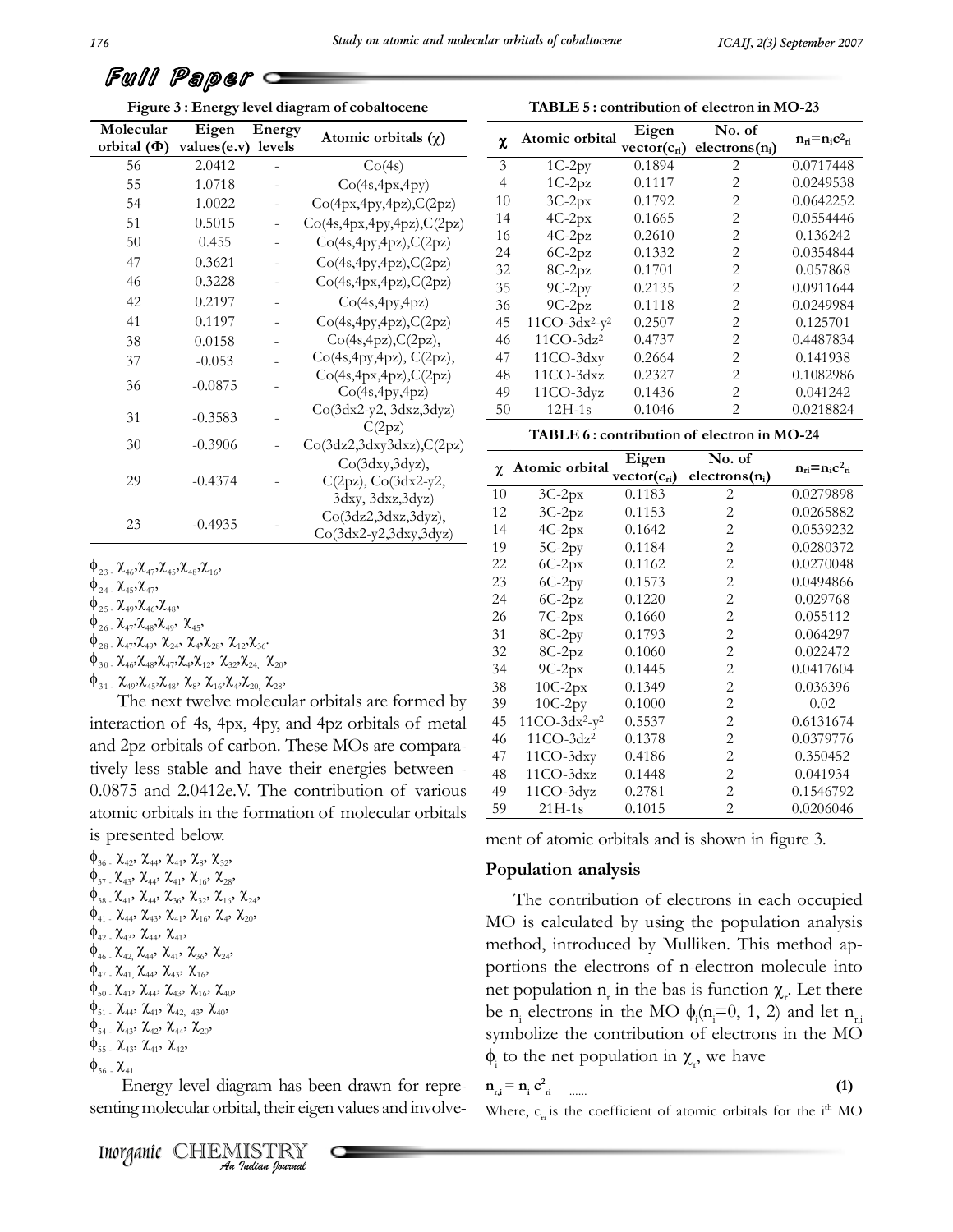## Full Paper

**Figure 3 : Energy level diagram of cobaltocene**

| Molecular orbital (Φ) | Eigen values(e.v) | Energy levels | Atomic orbitals (χ) |
|---|---|---|---|
| 56 | 2.0412 | - | Co(4s) |
| 55 | 1.0718 | - | Co(4s,4px,4py) |
| 54 | 1.0022 | - | Co(4px,4py,4pz),C(2pz) |
| 51 | 0.5015 | - | Co(4s,4px,4py,4pz),C(2pz) |
| 50 | 0.455 | - | Co(4s,4py,4pz),C(2pz) |
| 47 | 0.3621 | - | Co(4s,4py,4pz),C(2pz) |
| 46 | 0.3228 | - | Co(4s,4px,4pz),C(2pz) |
| 42 | 0.2197 | - | Co(4s,4py,4pz) |
| 41 | 0.1197 | - | Co(4s,4py,4pz),C(2pz) |
| 38 | 0.0158 | - | Co(4s,4pz),C(2pz), |
| 37 | -0.053 | - | Co(4s,4py,4pz), C(2pz), |
| 36 | -0.0875 | - | Co(4s,4px,4pz),C(2pz) Co(4s,4py,4pz) |
| 31 | -0.3583 | - | Co(3dx2-y2, 3dxz,3dyz) C(2pz) |
| 30 | -0.3906 | - | Co(3dz2,3dxy3dxz),C(2pz) |
| 29 | -0.4374 | - | Co(3dxy,3dyz), C(2pz), Co(3dx2-y2, 3dxy, 3dxz,3dyz) |
| 23 | -0.4935 | - | Co(3dz2,3dxz,3dyz), Co(3dx2-y2,3dxy,3dyz) |

$\phi_{23}$ - $\chi_{46}, \chi_{47}, \chi_{45}, \chi_{48}, \chi_{16}$,

$\phi_{24}$ - $\chi_{45}, \chi_{47}$,

$\phi_{25}$ - $\chi_{49}, \chi_{46}, \chi_{48}$,

$\phi_{26}$ - $\chi_{47}, \chi_{48}, \chi_{49}$, $\chi_{45}$,

$\phi_{28}$ - $\chi_{47}, \chi_{49}$, $\chi_{24}$, $\chi_{4}, \chi_{28}$, $\chi_{12}, \chi_{36}$.

$\phi_{30}$ - $\chi_{46}, \chi_{48}, \chi_{47}, \chi_{4}, \chi_{12}$, $\chi_{32}, \chi_{24}$, $\chi_{20}$,

$\phi_{31}$ - $\chi_{49}, \chi_{45}, \chi_{48}$, $\chi_{8}$, $\chi_{16}, \chi_{4}, \chi_{20}$, $\chi_{28}$,

The next twelve molecular orbitals are formed by interaction of 4s, 4px, 4py, and 4pz orbitals of metal and 2pz orbitals of carbon. These MOs are comparatively less stable and have their energies between -0.0875 and 2.0412e.V. The contribution of various atomic orbitals in the formation of molecular orbitals is presented below.

$\phi_{36}$ - $\chi_{42}$, $\chi_{44}$, $\chi_{41}$, $\chi_{8}$, $\chi_{32}$,

$\phi_{37}$ - $\chi_{43}$, $\chi_{44}$, $\chi_{41}$, $\chi_{16}$, $\chi_{28}$,

$\phi_{38}$ - $\chi_{41}$, $\chi_{44}$, $\chi_{36}$, $\chi_{32}$, $\chi_{16}$, $\chi_{24}$,

$\phi_{41}$ - $\chi_{44}$, $\chi_{43}$, $\chi_{41}$, $\chi_{16}$, $\chi_{4}$, $\chi_{20}$,

$\phi_{42}$ - $\chi_{43}$, $\chi_{44}$, $\chi_{41}$,

$\phi_{46}$ - $\chi_{42}$, $\chi_{44}$, $\chi_{41}$, $\chi_{36}$, $\chi_{24}$,

$\phi_{47}$ - $\chi_{41}$, $\chi_{44}$, $\chi_{43}$, $\chi_{16}$,

$\phi_{50}$ - $\chi_{41}$, $\chi_{44}$, $\chi_{43}$, $\chi_{16}$, $\chi_{40}$,

$\phi_{51}$ - $\chi_{44}$, $\chi_{41}$, $\chi_{42,\ 43}$, $\chi_{40}$,

$\phi_{54}$ - $\chi_{43}$, $\chi_{42}$, $\chi_{44}$, $\chi_{20}$,

$\phi_{55}$ - $\chi_{43}$, $\chi_{41}$, $\chi_{42}$,

$\phi_{56}$ - $\chi_{41}$

Energy level diagram has been drawn for representing molecular orbital, their eigen values and involvement of atomic orbitals and is shown in figure 3.

**TABLE 5 : contribution of electron in MO-23**

| χ | Atomic orbital | Eigen vector($c_{ri}$) | No. of electrons($n_i$) | $n_{ri}=n_ic^2_{ri}$ |
|---|---|---|---|---|
| 3 | 1C-2py | 0.1894 | 2 | 0.0717448 |
| 4 | 1C-2pz | 0.1117 | 2 | 0.0249538 |
| 10 | 3C-2px | 0.1792 | 2 | 0.0642252 |
| 14 | 4C-2px | 0.1665 | 2 | 0.0554446 |
| 16 | 4C-2pz | 0.2610 | 2 | 0.136242 |
| 24 | 6C-2pz | 0.1332 | 2 | 0.0354844 |
| 32 | 8C-2pz | 0.1701 | 2 | 0.057868 |
| 35 | 9C-2py | 0.2135 | 2 | 0.0911644 |
| 36 | 9C-2pz | 0.1118 | 2 | 0.0249984 |
| 45 | 11CO-3dx²-y² | 0.2507 | 2 | 0.125701 |
| 46 | 11CO-3dz² | 0.4737 | 2 | 0.4487834 |
| 47 | 11CO-3dxy | 0.2664 | 2 | 0.141938 |
| 48 | 11CO-3dxz | 0.2327 | 2 | 0.1082986 |
| 49 | 11CO-3dyz | 0.1436 | 2 | 0.041242 |
| 50 | 12H-1s | 0.1046 | 2 | 0.0218824 |

**TABLE 6 : contribution of electron in MO-24**

| χ | Atomic orbital | Eigen vector($c_{ri}$) | No. of electrons($n_i$) | $n_{ri}=n_ic^2_{ri}$ |
|---|---|---|---|---|
| 10 | 3C-2px | 0.1183 | 2 | 0.0279898 |
| 12 | 3C-2pz | 0.1153 | 2 | 0.0265882 |
| 14 | 4C-2px | 0.1642 | 2 | 0.0539232 |
| 19 | 5C-2py | 0.1184 | 2 | 0.0280372 |
| 22 | 6C-2px | 0.1162 | 2 | 0.0270048 |
| 23 | 6C-2py | 0.1573 | 2 | 0.0494866 |
| 24 | 6C-2pz | 0.1220 | 2 | 0.029768 |
| 26 | 7C-2px | 0.1660 | 2 | 0.055112 |
| 31 | 8C-2py | 0.1793 | 2 | 0.064297 |
| 32 | 8C-2pz | 0.1060 | 2 | 0.022472 |
| 34 | 9C-2px | 0.1445 | 2 | 0.0417604 |
| 38 | 10C-2px | 0.1349 | 2 | 0.036396 |
| 39 | 10C-2py | 0.1000 | 2 | 0.02 |
| 45 | 11CO-3dx²-y² | 0.5537 | 2 | 0.6131674 |
| 46 | 11CO-3dz² | 0.1378 | 2 | 0.0379776 |
| 47 | 11CO-3dxy | 0.4186 | 2 | 0.350452 |
| 48 | 11CO-3dxz | 0.1448 | 2 | 0.041934 |
| 49 | 11CO-3dyz | 0.2781 | 2 | 0.1546792 |
| 59 | 21H-1s | 0.1015 | 2 | 0.0206046 |

## Population analysis

The contribution of electrons in each occupied MO is calculated by using the population analysis method, introduced by Mulliken. This method apportions the electrons of n-electron molecule into net population $n_r$ in the bas is function $\chi_r$. Let there be $n_i$ electrons in the MO $\phi_i(n_i=0, 1, 2)$ and let $n_{r,i}$ symbolize the contribution of electrons in the MO $\phi_i$ to the net population in $\chi_r$, we have

$$n_{r,i} = n_i\, c^2_{ri} \quad \ldots\ldots \tag{1}$$

Where, $c_{ri}$ is the coefficient of atomic orbitals for the i[th] MO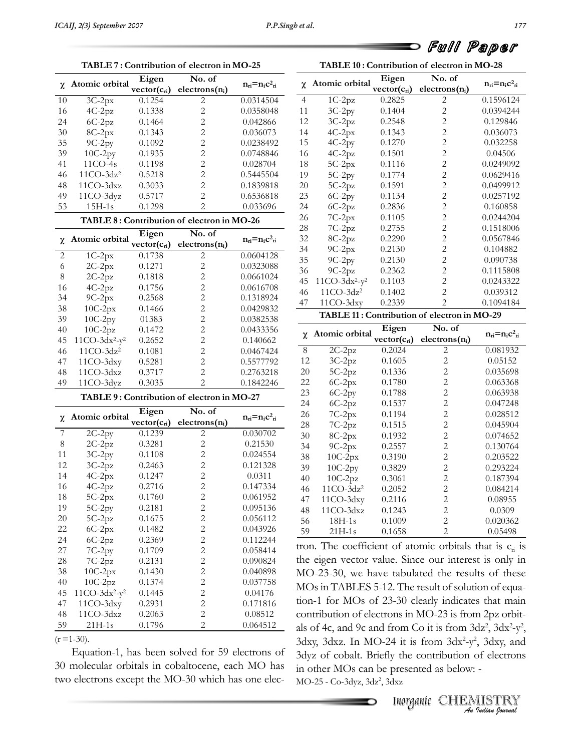**TABLE 7 : Contribution of electron in MO-25**

| χ | Atomic orbital | Eigen vector($c_{ri}$) | No. of electrons($n_i$) | $n_{ri}=n_ic^2_{ri}$ |
|---|---|---|---|---|
| 10 | 3C-2px | 0.1254 | 2 | 0.0314504 |
| 16 | 4C-2pz | 0.1338 | 2 | 0.0358048 |
| 24 | 6C-2pz | 0.1464 | 2 | 0.042866 |
| 30 | 8C-2px | 0.1343 | 2 | 0.036073 |
| 35 | 9C-2py | 0.1092 | 2 | 0.0238492 |
| 39 | 10C-2py | 0.1935 | 2 | 0.0748846 |
| 41 | 11CO-4s | 0.1198 | 2 | 0.028704 |
| 46 | 11CO-3dz² | 0.5218 | 2 | 0.5445504 |
| 48 | 11CO-3dxz | 0.3033 | 2 | 0.1839818 |
| 49 | 11CO-3dyz | 0.5717 | 2 | 0.6536818 |
| 53 | 15H-1s | 0.1298 | 2 | 0.033696 |

**TABLE 8 : Contribution of electron in MO-26**

| χ | Atomic orbital | Eigen vector($c_{ri}$) | No. of electrons($n_i$) | $n_{ri}=n_ic^2_{ri}$ |
|---|---|---|---|---|
| 2 | 1C-2px | 0.1738 | 2 | 0.0604128 |
| 6 | 2C-2px | 0.1271 | 2 | 0.0323088 |
| 8 | 2C-2pz | 0.1818 | 2 | 0.0661024 |
| 16 | 4C-2pz | 0.1756 | 2 | 0.0616708 |
| 34 | 9C-2px | 0.2568 | 2 | 0.1318924 |
| 38 | 10C-2px | 0.1466 | 2 | 0.0429832 |
| 39 | 10C-2py | 01383 | 2 | 0.0382538 |
| 40 | 10C-2pz | 0.1472 | 2 | 0.0433356 |
| 45 | 11CO-3dx²-y² | 0.2652 | 2 | 0.140662 |
| 46 | 11CO-3dz² | 0.1081 | 2 | 0.0467424 |
| 47 | 11CO-3dxy | 0.5281 | 2 | 0.5577792 |
| 48 | 11CO-3dxz | 0.3717 | 2 | 0.2763218 |
| 49 | 11CO-3dyz | 0.3035 | 2 | 0.1842246 |

**TABLE 9 : Contribution of electron in MO-27**

| χ | Atomic orbital | Eigen vector($c_{ri}$) | No. of electrons($n_i$) | $n_{ri}=n_ic^2_{ri}$ |
|---|---|---|---|---|
| 7 | 2C-2py | 0.1239 | 2 | 0.030702 |
| 8 | 2C-2pz | 0.3281 | 2 | 0.21530 |
| 11 | 3C-2py | 0.1108 | 2 | 0.024554 |
| 12 | 3C-2pz | 0.2463 | 2 | 0.121328 |
| 14 | 4C-2px | 0.1247 | 2 | 0.0311 |
| 16 | 4C-2pz | 0.2716 | 2 | 0.147334 |
| 18 | 5C-2px | 0.1760 | 2 | 0.061952 |
| 19 | 5C-2py | 0.2181 | 2 | 0.095136 |
| 20 | 5C-2pz | 0.1675 | 2 | 0.056112 |
| 22 | 6C-2px | 0.1482 | 2 | 0.043926 |
| 24 | 6C-2pz | 0.2369 | 2 | 0.112244 |
| 27 | 7C-2py | 0.1709 | 2 | 0.058414 |
| 28 | 7C-2pz | 0.2131 | 2 | 0.090824 |
| 38 | 10C-2px | 0.1430 | 2 | 0.040898 |
| 40 | 10C-2pz | 0.1374 | 2 | 0.037758 |
| 45 | 11CO-3dx²-y² | 0.1445 | 2 | 0.04176 |
| 47 | 11CO-3dxy | 0.2931 | 2 | 0.171816 |
| 48 | 11CO-3dxz | 0.2063 | 2 | 0.08512 |
| 59 | 21H-1s | 0.1796 | 2 | 0.064512 |

(r =1-30).

Equation-1, has been solved for 59 electrons of 30 molecular orbitals in cobaltocene, each MO has two electrons except the MO-30 which has one electron. The coefficient of atomic orbitals that is $c_{ri}$ is the eigen vector value. Since our interest is only in MO-23-30, we have tabulated the results of these MOs in TABLES 5-12. The result of solution of equation-1 for MOs of 23-30 clearly indicates that main contribution of electrons in MO-23 is from 2pz orbitals of 4c, and 9c and from Co it is from $3dz^2$, $3dx^2$-$y^2$, 3dxy, 3dxz. In MO-24 it is from $3dx^2$-$y^2$, 3dxy, and 3dyz of cobalt. Briefly the contribution of electrons in other MOs can be presented as below: -

MO-25 - Co-3dyz, $3dz^2$, 3dxz

**TABLE 10 : Contribution of electron in MO-28**

| χ | Atomic orbital | Eigen vector($c_{ri}$) | No. of electrons($n_i$) | $n_{ri}=n_ic^2_{ri}$ |
|---|---|---|---|---|
| 4 | 1C-2pz | 0.2825 | 2 | 0.1596124 |
| 11 | 3C-2py | 0.1404 | 2 | 0.0394244 |
| 12 | 3C-2pz | 0.2548 | 2 | 0.129846 |
| 14 | 4C-2px | 0.1343 | 2 | 0.036073 |
| 15 | 4C-2py | 0.1270 | 2 | 0.032258 |
| 16 | 4C-2pz | 0.1501 | 2 | 0.04506 |
| 18 | 5C-2px | 0.1116 | 2 | 0.0249092 |
| 19 | 5C-2py | 0.1774 | 2 | 0.0629416 |
| 20 | 5C-2pz | 0.1591 | 2 | 0.0499912 |
| 23 | 6C-2py | 0.1134 | 2 | 0.0257192 |
| 24 | 6C-2pz | 0.2836 | 2 | 0.160858 |
| 26 | 7C-2px | 0.1105 | 2 | 0.0244204 |
| 28 | 7C-2pz | 0.2755 | 2 | 0.1518006 |
| 32 | 8C-2pz | 0.2290 | 2 | 0.0567846 |
| 34 | 9C-2px | 0.2130 | 2 | 0.104882 |
| 35 | 9C-2py | 0.2130 | 2 | 0.090738 |
| 36 | 9C-2pz | 0.2362 | 2 | 0.1115808 |
| 45 | 11CO-3dx²-y² | 0.1103 | 2 | 0.0243322 |
| 46 | 11CO-3dz² | 0.1402 | 2 | 0.039312 |
| 47 | 11CO-3dxy | 0.2339 | 2 | 0.1094184 |

**TABLE 11 : Contribution of electron in MO-29**

| χ | Atomic orbital | Eigen vector($c_{ri}$) | No. of electrons($n_i$) | $n_{ri}=n_ic^2_{ri}$ |
|---|---|---|---|---|
| 8 | 2C-2pz | 0.2024 | 2 | 0.081932 |
| 12 | 3C-2pz | 0.1605 | 2 | 0.05152 |
| 20 | 5C-2pz | 0.1336 | 2 | 0.035698 |
| 22 | 6C-2px | 0.1780 | 2 | 0.063368 |
| 23 | 6C-2py | 0.1788 | 2 | 0.063938 |
| 24 | 6C-2pz | 0.1537 | 2 | 0.047248 |
| 26 | 7C-2px | 0.1194 | 2 | 0.028512 |
| 28 | 7C-2pz | 0.1515 | 2 | 0.045904 |
| 30 | 8C-2px | 0.1932 | 2 | 0.074652 |
| 34 | 9C-2px | 0.2557 | 2 | 0.130764 |
| 38 | 10C-2px | 0.3190 | 2 | 0.203522 |
| 39 | 10C-2py | 0.3829 | 2 | 0.293224 |
| 40 | 10C-2pz | 0.3061 | 2 | 0.187394 |
| 46 | 11CO-3dz² | 0.2052 | 2 | 0.084214 |
| 47 | 11CO-3dxy | 0.2116 | 2 | 0.08955 |
| 48 | 11CO-3dxz | 0.1243 | 2 | 0.0309 |
| 56 | 18H-1s | 0.1009 | 2 | 0.020362 |
| 59 | 21H-1s | 0.1658 | 2 | 0.05498 |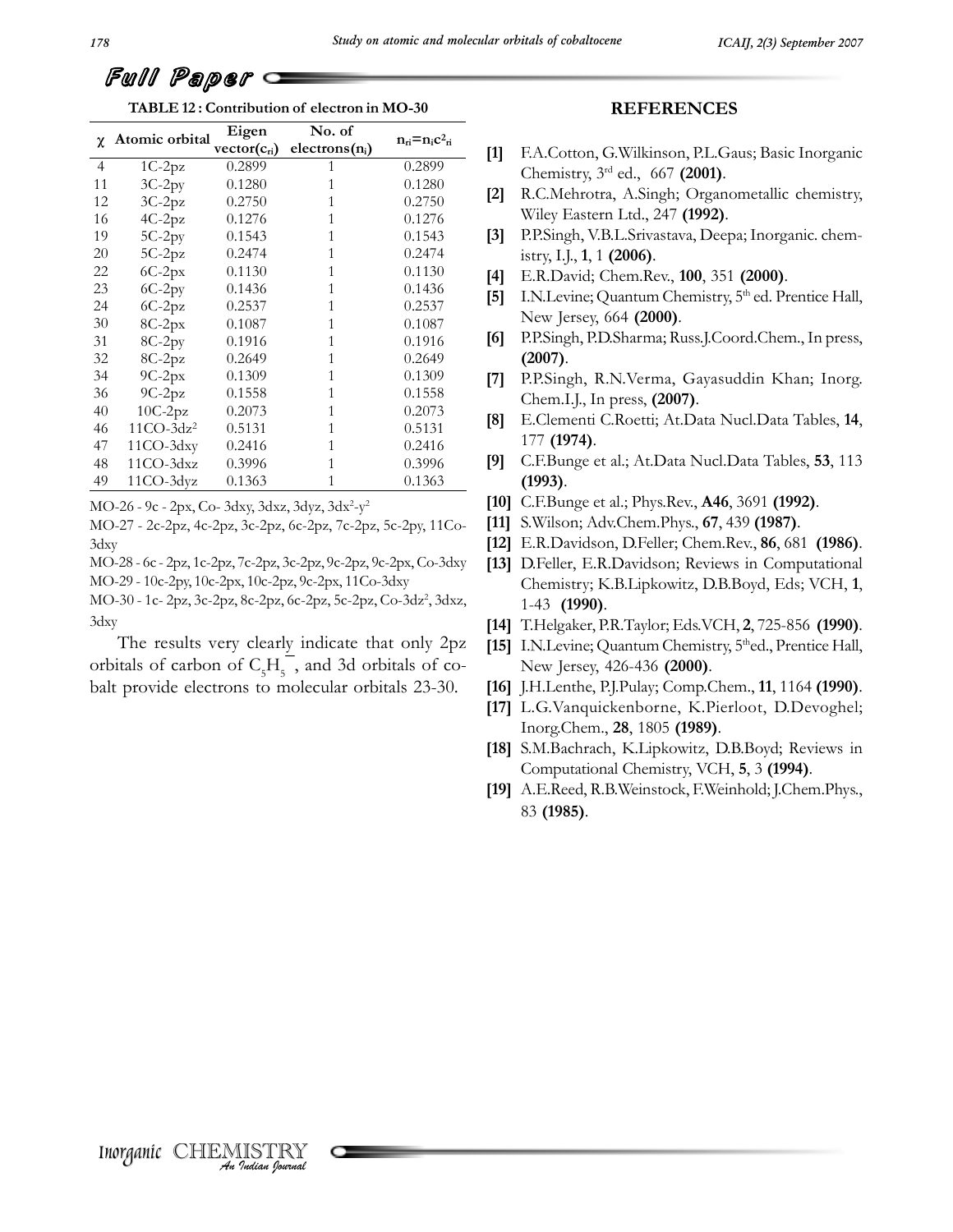**TABLE 12 : Contribution of electron in MO-30**

| χ | Atomic orbital | Eigen vector($c_{ri}$) | No. of electrons($n_i$) | $n_{ri}=n_ic^2_{ri}$ |
|---|---|---|---|---|
| 4 | 1C-2pz | 0.2899 | 1 | 0.2899 |
| 11 | 3C-2py | 0.1280 | 1 | 0.1280 |
| 12 | 3C-2pz | 0.2750 | 1 | 0.2750 |
| 16 | 4C-2pz | 0.1276 | 1 | 0.1276 |
| 19 | 5C-2py | 0.1543 | 1 | 0.1543 |
| 20 | 5C-2pz | 0.2474 | 1 | 0.2474 |
| 22 | 6C-2px | 0.1130 | 1 | 0.1130 |
| 23 | 6C-2py | 0.1436 | 1 | 0.1436 |
| 24 | 6C-2pz | 0.2537 | 1 | 0.2537 |
| 30 | 8C-2px | 0.1087 | 1 | 0.1087 |
| 31 | 8C-2py | 0.1916 | 1 | 0.1916 |
| 32 | 8C-2pz | 0.2649 | 1 | 0.2649 |
| 34 | 9C-2px | 0.1309 | 1 | 0.1309 |
| 36 | 9C-2pz | 0.1558 | 1 | 0.1558 |
| 40 | 10C-2pz | 0.2073 | 1 | 0.2073 |
| 46 | 11CO-3dz$^2$ | 0.5131 | 1 | 0.5131 |
| 47 | 11CO-3dxy | 0.2416 | 1 | 0.2416 |
| 48 | 11CO-3dxz | 0.3996 | 1 | 0.3996 |
| 49 | 11CO-3dyz | 0.1363 | 1 | 0.1363 |

MO-26 - 9c - 2px, Co- 3dxy, 3dxz, 3dyz, 3dx$^2$-y$^2$

MO-27 - 2c-2pz, 4c-2pz, 3c-2pz, 6c-2pz, 7c-2pz, 5c-2py, 11Co-3dxy

MO-28 - 6c - 2pz, 1c-2pz, 7c-2pz, 3c-2pz, 9c-2pz, 9c-2px, Co-3dxy

MO-29 - 10c-2py, 10c-2px, 10c-2pz, 9c-2px, 11Co-3dxy

MO-30 - 1c- 2pz, 3c-2pz, 8c-2pz, 6c-2pz, 5c-2pz, Co-3dz$^2$, 3dxz, 3dxy

The results very clearly indicate that only 2pz orbitals of carbon of $C_5H_5^-$, and 3d orbitals of cobalt provide electrons to molecular orbitals 23-30.

## REFERENCES

[1] F.A.Cotton, G.Wilkinson, P.L.Gaus; Basic Inorganic Chemistry, 3rd ed., 667 **(2001)**.

[2] R.C.Mehrotra, A.Singh; Organometallic chemistry, Wiley Eastern Ltd., 247 **(1992)**.

[3] P.P.Singh, V.B.L.Srivastava, Deepa; Inorganic. chemistry, I.J., **1**, 1 **(2006)**.

[4] E.R.David; Chem.Rev., **100**, 351 **(2000)**.

[5] I.N.Levine; Quantum Chemistry, 5th ed. Prentice Hall, New Jersey, 664 **(2000)**.

[6] P.P.Singh, P.D.Sharma; Russ.J.Coord.Chem., In press, **(2007)**.

[7] P.P.Singh, R.N.Verma, Gayasuddin Khan; Inorg. Chem.I.J., In press, **(2007)**.

[8] E.Clementi C.Roetti; At.Data Nucl.Data Tables, **14**, 177 **(1974)**.

[9] C.F.Bunge et al.; At.Data Nucl.Data Tables, **53**, 113 **(1993)**.

[10] C.F.Bunge et al.; Phys.Rev., **A46**, 3691 **(1992)**.

[11] S.Wilson; Adv.Chem.Phys., **67**, 439 **(1987)**.

[12] E.R.Davidson, D.Feller; Chem.Rev., **86**, 681 **(1986)**.

[13] D.Feller, E.R.Davidson; Reviews in Computational Chemistry; K.B.Lipkowitz, D.B.Boyd, Eds; VCH, **1**, 1-43 **(1990)**.

[14] T.Helgaker, P.R.Taylor; Eds.VCH, **2**, 725-856 **(1990)**.

[15] I.N.Levine; Quantum Chemistry, 5th ed., Prentice Hall, New Jersey, 426-436 **(2000)**.

[16] J.H.Lenthe, P.J.Pulay; Comp.Chem., **11**, 1164 **(1990)**.

[17] L.G.Vanquickenborne, K.Pierloot, D.Devoghel; Inorg.Chem., **28**, 1805 **(1989)**.

[18] S.M.Bachrach, K.Lipkowitz, D.B.Boyd; Reviews in Computational Chemistry, VCH, **5**, 3 **(1994)**.

[19] A.E.Reed, R.B.Weinstock, F.Weinhold; J.Chem.Phys., 83 **(1985)**.